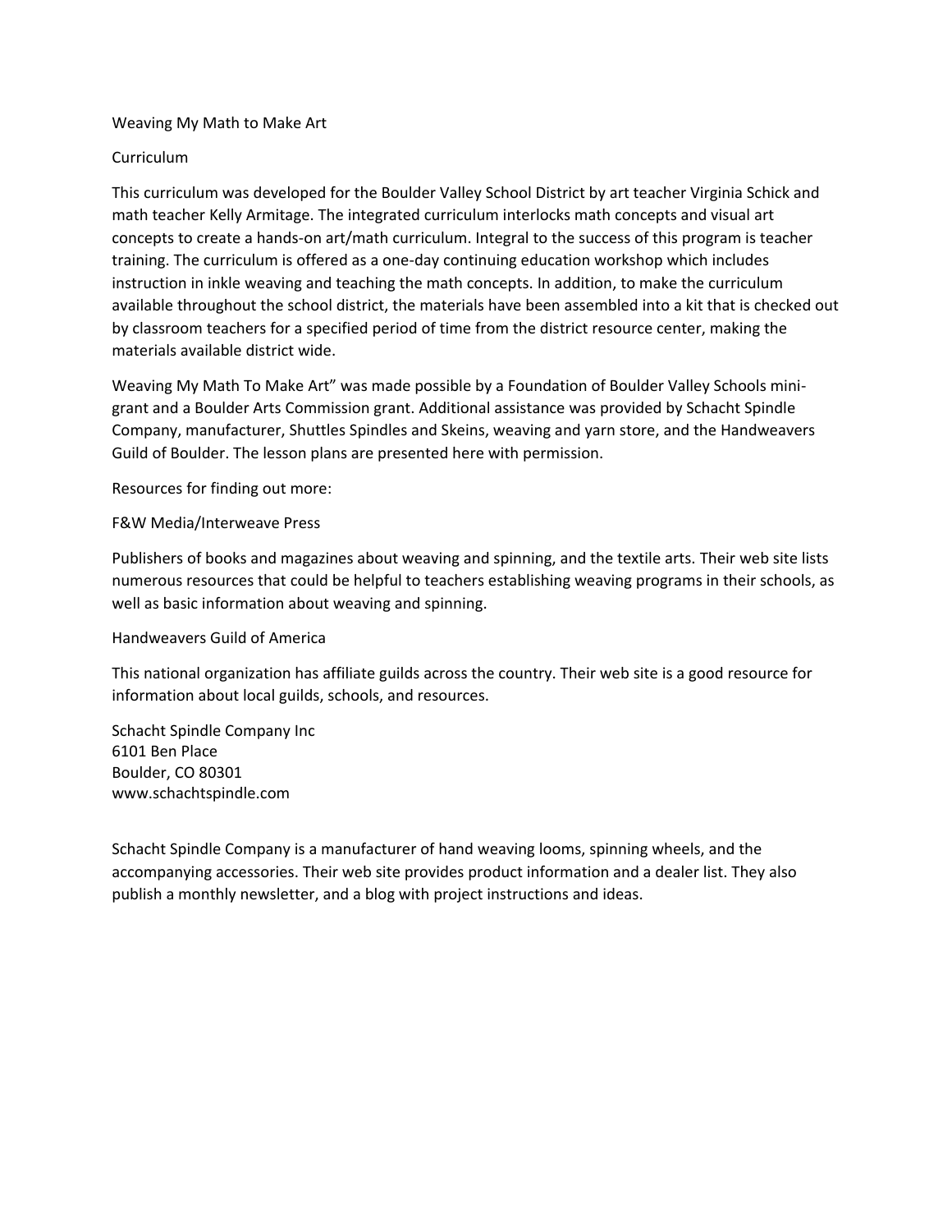# Weaving My Math to Make Art

## Curriculum

This curriculum was developed for the Boulder Valley School District by art teacher Virginia Schick and math teacher Kelly Armitage. The integrated curriculum interlocks math concepts and visual art concepts to create a hands-on art/math curriculum. Integral to the success of this program is teacher training. The curriculum is offered as a one-day continuing education workshop which includes instruction in inkle weaving and teaching the math concepts. In addition, to make the curriculum available throughout the school district, the materials have been assembled into a kit that is checked out by classroom teachers for a specified period of time from the district resource center, making the materials available district wide.

Weaving My Math To Make Art" was made possible by a Foundation of Boulder Valley Schools mini-grant and a Boulder Arts Commission grant. Additional assistance was provided by Schacht Spindle Company, manufacturer, Shuttles Spindles and Skeins, weaving and yarn store, and the Handweavers Guild of Boulder. The lesson plans are presented here with permission.

Resources for finding out more:

F&W Media/Interweave Press

Publishers of books and magazines about weaving and spinning, and the textile arts. Their web site lists numerous resources that could be helpful to teachers establishing weaving programs in their schools, as well as basic information about weaving and spinning.

Handweavers Guild of America

This national organization has affiliate guilds across the country. Their web site is a good resource for information about local guilds, schools, and resources.

Schacht Spindle Company Inc  
6101 Ben Place  
Boulder, CO 80301  
www.schachtspindle.com

Schacht Spindle Company is a manufacturer of hand weaving looms, spinning wheels, and the accompanying accessories. Their web site provides product information and a dealer list. They also publish a monthly newsletter, and a blog with project instructions and ideas.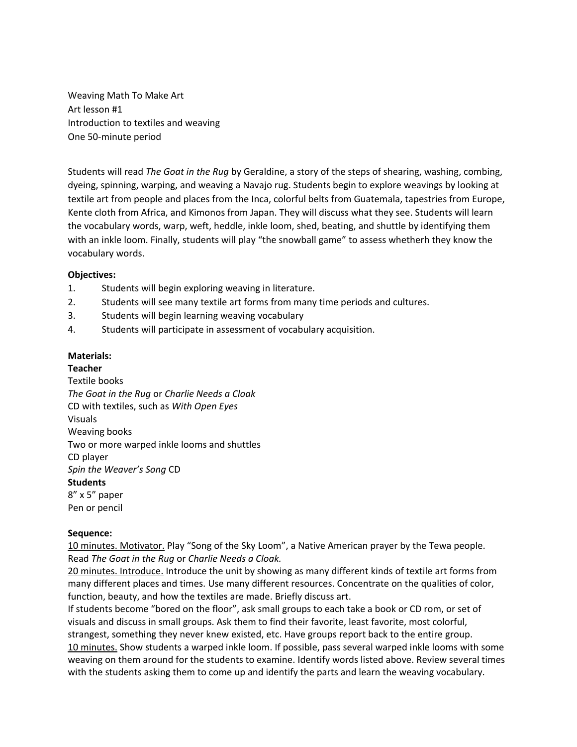Weaving Math To Make Art
Art lesson #1
Introduction to textiles and weaving
One 50-minute period

Students will read *The Goat in the Rug* by Geraldine, a story of the steps of shearing, washing, combing, dyeing, spinning, warping, and weaving a Navajo rug. Students begin to explore weavings by looking at textile art from people and places from the Inca, colorful belts from Guatemala, tapestries from Europe, Kente cloth from Africa, and Kimonos from Japan. They will discuss what they see. Students will learn the vocabulary words, warp, weft, heddle, inkle loom, shed, beating, and shuttle by identifying them with an inkle loom. Finally, students will play "the snowball game" to assess whetherh they know the vocabulary words.

**Objectives:**

1. Students will begin exploring weaving in literature.
2. Students will see many textile art forms from many time periods and cultures.
3. Students will begin learning weaving vocabulary
4. Students will participate in assessment of vocabulary acquisition.

**Materials:**

**Teacher**

Textile books
*The Goat in the Rug* or *Charlie Needs a Cloak*
CD with textiles, such as *With Open Eyes*
Visuals
Weaving books
Two or more warped inkle looms and shuttles
CD player
*Spin the Weaver's Song* CD

**Students**

8" x 5" paper
Pen or pencil

**Sequence:**

<u>10 minutes. Motivator.</u> Play "Song of the Sky Loom", a Native American prayer by the Tewa people. Read *The Goat in the Rug* or *Charlie Needs a Cloak.*

<u>20 minutes. Introduce.</u> Introduce the unit by showing as many different kinds of textile art forms from many different places and times. Use many different resources. Concentrate on the qualities of color, function, beauty, and how the textiles are made. Briefly discuss art.

If students become "bored on the floor", ask small groups to each take a book or CD rom, or set of visuals and discuss in small groups. Ask them to find their favorite, least favorite, most colorful, strangest, something they never knew existed, etc. Have groups report back to the entire group.

<u>10 minutes.</u> Show students a warped inkle loom. If possible, pass several warped inkle looms with some weaving on them around for the students to examine. Identify words listed above. Review several times with the students asking them to come up and identify the parts and learn the weaving vocabulary.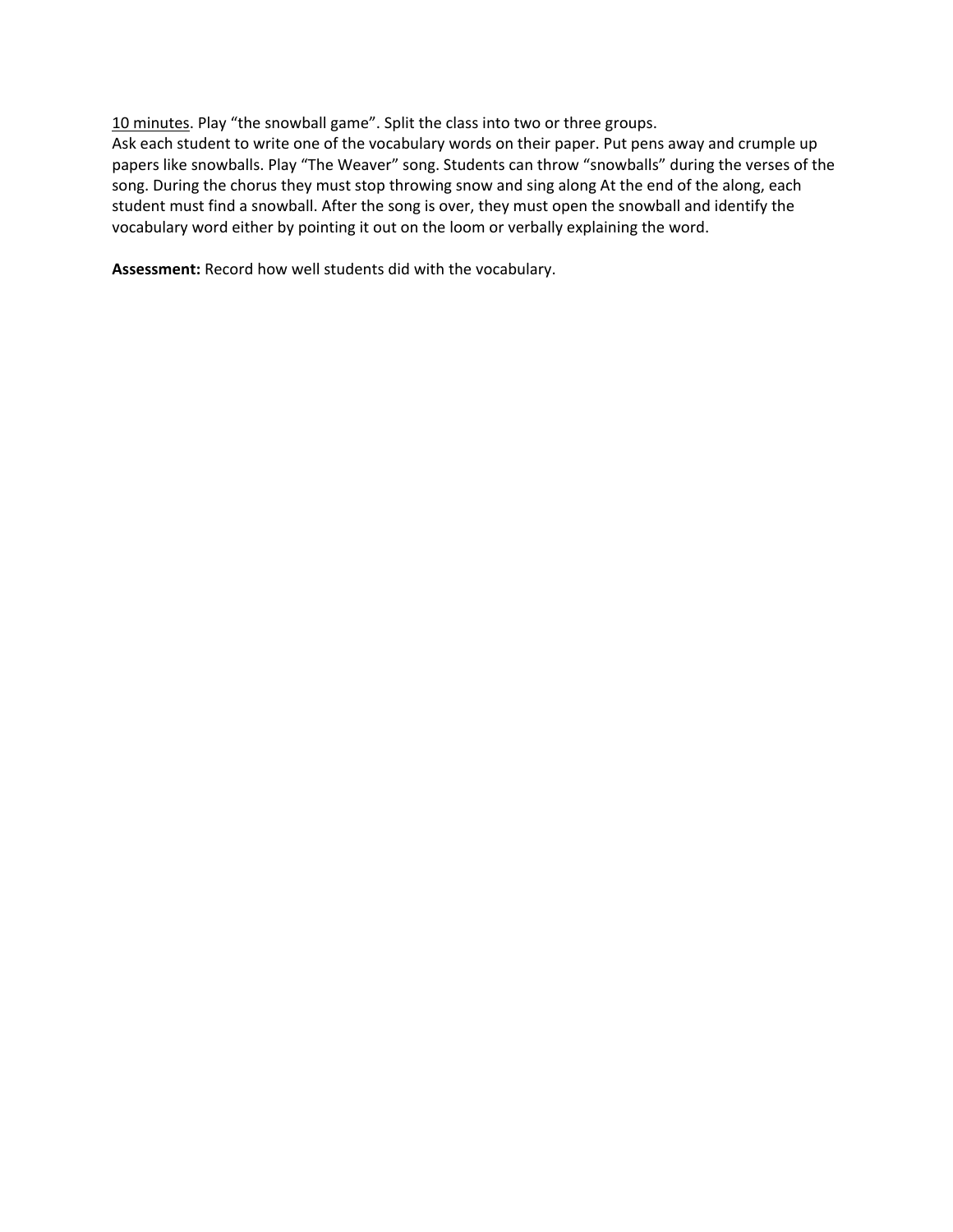<u>10 minutes</u>. Play “the snowball game”. Split the class into two or three groups.
Ask each student to write one of the vocabulary words on their paper. Put pens away and crumple up papers like snowballs. Play “The Weaver” song. Students can throw “snowballs” during the verses of the song. During the chorus they must stop throwing snow and sing along At the end of the along, each student must find a snowball. After the song is over, they must open the snowball and identify the vocabulary word either by pointing it out on the loom or verbally explaining the word.

**Assessment:** Record how well students did with the vocabulary.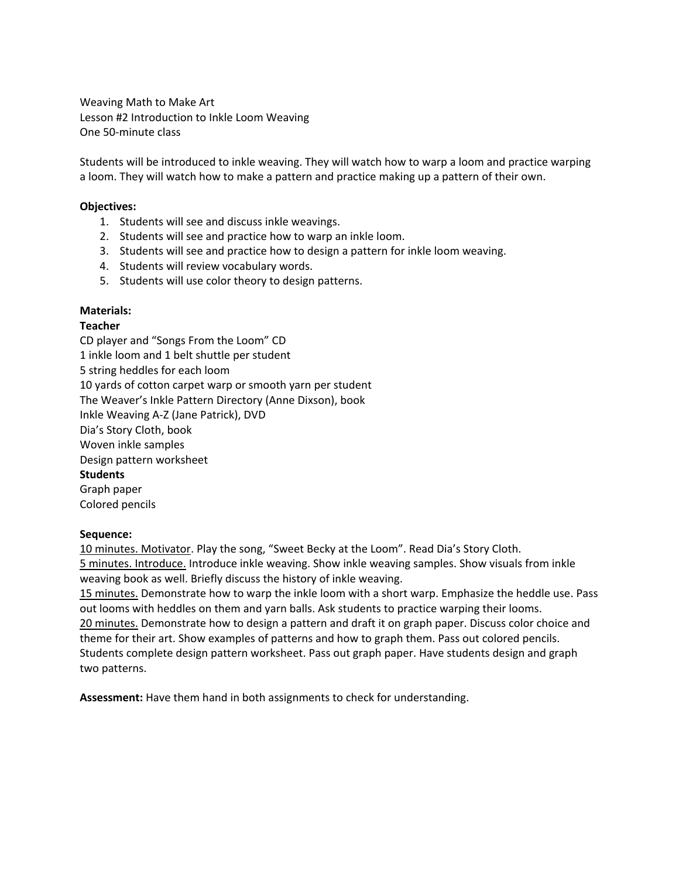Weaving Math to Make Art
Lesson #2 Introduction to Inkle Loom Weaving
One 50-minute class

Students will be introduced to inkle weaving. They will watch how to warp a loom and practice warping a loom. They will watch how to make a pattern and practice making up a pattern of their own.

**Objectives:**

1. Students will see and discuss inkle weavings.
2. Students will see and practice how to warp an inkle loom.
3. Students will see and practice how to design a pattern for inkle loom weaving.
4. Students will review vocabulary words.
5. Students will use color theory to design patterns.

**Materials:**

**Teacher**

CD player and "Songs From the Loom" CD
1 inkle loom and 1 belt shuttle per student
5 string heddles for each loom
10 yards of cotton carpet warp or smooth yarn per student
The Weaver's Inkle Pattern Directory (Anne Dixson), book
Inkle Weaving A-Z (Jane Patrick), DVD
Dia's Story Cloth, book
Woven inkle samples
Design pattern worksheet

**Students**

Graph paper
Colored pencils

**Sequence:**

<u>10 minutes. Motivator</u>. Play the song, "Sweet Becky at the Loom". Read Dia's Story Cloth.
<u>5 minutes. Introduce.</u> Introduce inkle weaving. Show inkle weaving samples. Show visuals from inkle weaving book as well. Briefly discuss the history of inkle weaving.
<u>15 minutes.</u> Demonstrate how to warp the inkle loom with a short warp. Emphasize the heddle use. Pass out looms with heddles on them and yarn balls. Ask students to practice warping their looms.
<u>20 minutes.</u> Demonstrate how to design a pattern and draft it on graph paper. Discuss color choice and theme for their art. Show examples of patterns and how to graph them. Pass out colored pencils. Students complete design pattern worksheet. Pass out graph paper. Have students design and graph two patterns.

**Assessment:** Have them hand in both assignments to check for understanding.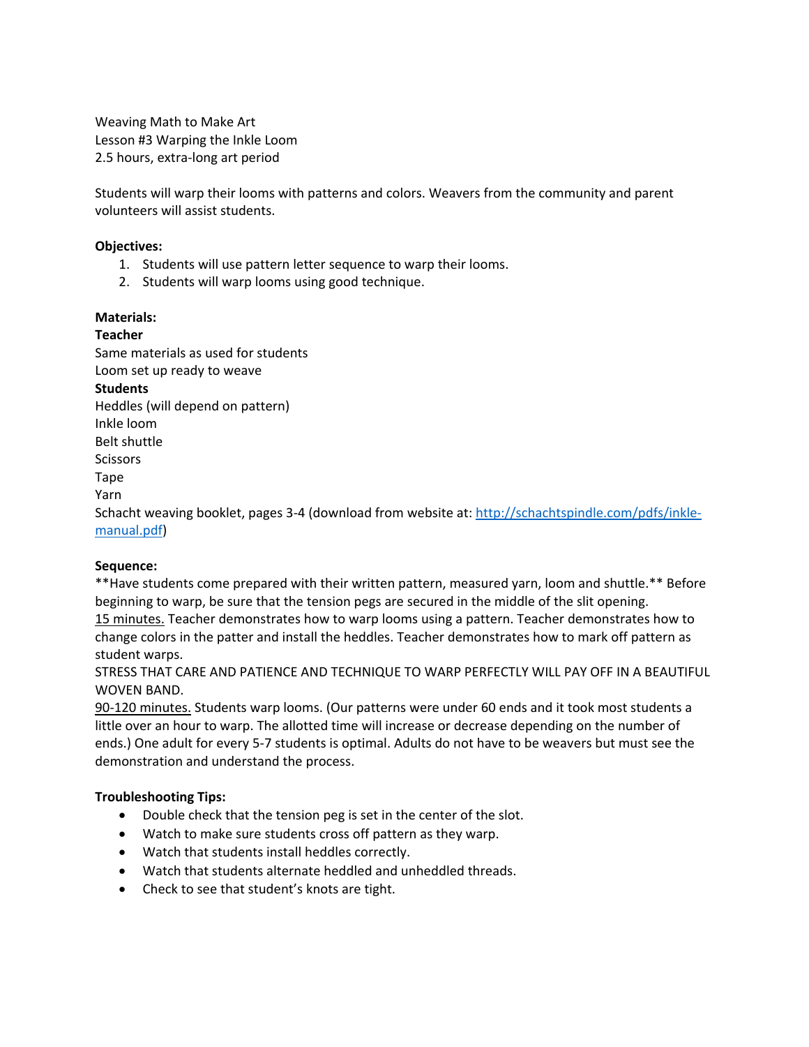Weaving Math to Make Art
Lesson #3 Warping the Inkle Loom
2.5 hours, extra-long art period

Students will warp their looms with patterns and colors. Weavers from the community and parent volunteers will assist students.

**Objectives:**

1. Students will use pattern letter sequence to warp their looms.
2. Students will warp looms using good technique.

**Materials:**

**Teacher**

Same materials as used for students
Loom set up ready to weave

**Students**

Heddles (will depend on pattern)
Inkle loom
Belt shuttle
Scissors
Tape
Yarn
Schacht weaving booklet, pages 3-4 (download from website at: [http://schachtspindle.com/pdfs/inkle-manual.pdf](http://schachtspindle.com/pdfs/inkle-manual.pdf))

**Sequence:**

**Have students come prepared with their written pattern, measured yarn, loom and shuttle.** Before beginning to warp, be sure that the tension pegs are secured in the middle of the slit opening.

15 minutes. Teacher demonstrates how to warp looms using a pattern. Teacher demonstrates how to change colors in the patter and install the heddles. Teacher demonstrates how to mark off pattern as student warps.

STRESS THAT CARE AND PATIENCE AND TECHNIQUE TO WARP PERFECTLY WILL PAY OFF IN A BEAUTIFUL WOVEN BAND.

90-120 minutes. Students warp looms. (Our patterns were under 60 ends and it took most students a little over an hour to warp. The allotted time will increase or decrease depending on the number of ends.) One adult for every 5-7 students is optimal. Adults do not have to be weavers but must see the demonstration and understand the process.

**Troubleshooting Tips:**

- Double check that the tension peg is set in the center of the slot.
- Watch to make sure students cross off pattern as they warp.
- Watch that students install heddles correctly.
- Watch that students alternate heddled and unheddled threads.
- Check to see that student's knots are tight.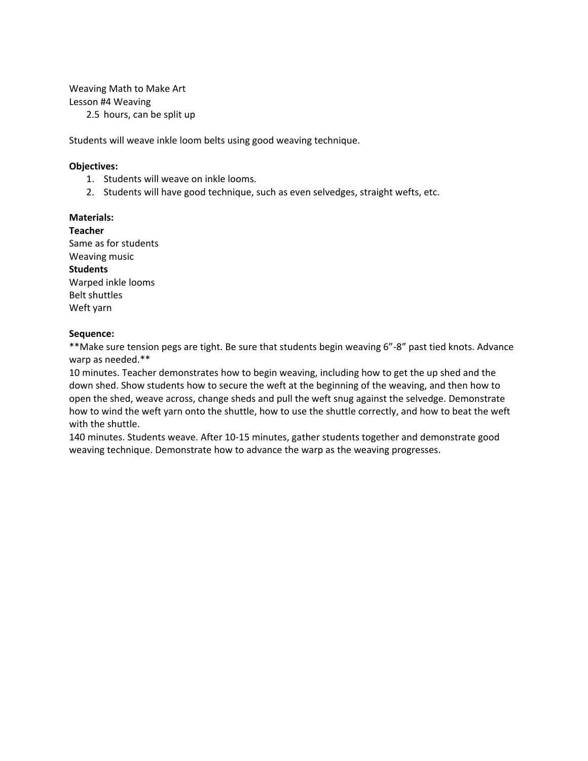Weaving Math to Make Art

Lesson #4 Weaving

2.5 hours, can be split up

Students will weave inkle loom belts using good weaving technique.

**Objectives:**

1. Students will weave on inkle looms.
2. Students will have good technique, such as even selvedges, straight wefts, etc.

**Materials:**

**Teacher**

Same as for students

Weaving music

**Students**

Warped inkle looms

Belt shuttles

Weft yarn

**Sequence:**

**Make sure tension pegs are tight. Be sure that students begin weaving 6"-8" past tied knots. Advance warp as needed.**

10 minutes. Teacher demonstrates how to begin weaving, including how to get the up shed and the down shed. Show students how to secure the weft at the beginning of the weaving, and then how to open the shed, weave across, change sheds and pull the weft snug against the selvedge. Demonstrate how to wind the weft yarn onto the shuttle, how to use the shuttle correctly, and how to beat the weft with the shuttle.

140 minutes. Students weave. After 10-15 minutes, gather students together and demonstrate good weaving technique. Demonstrate how to advance the warp as the weaving progresses.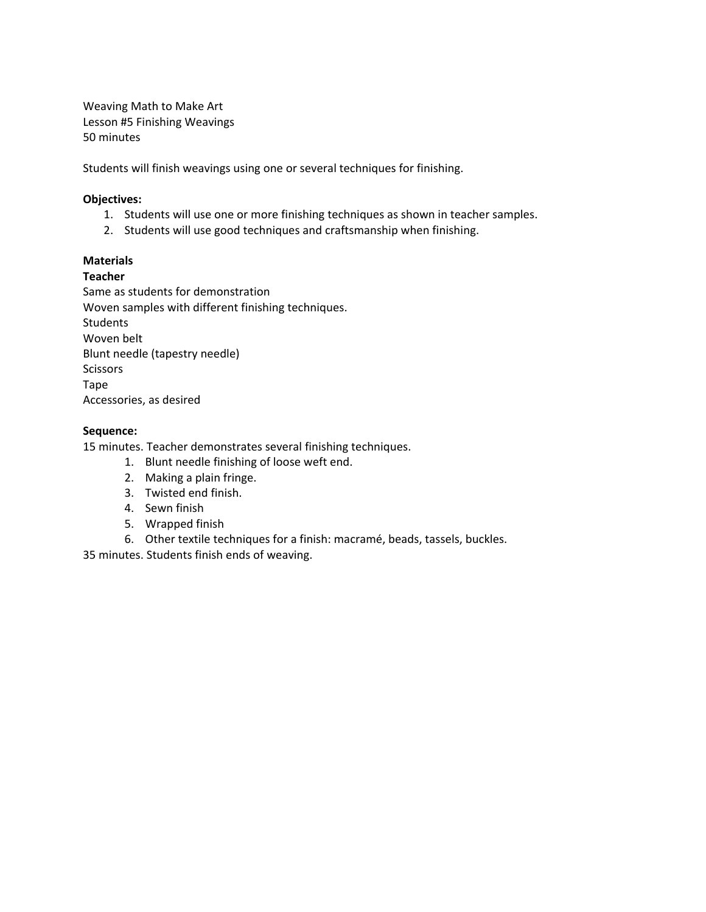Weaving Math to Make Art
Lesson #5 Finishing Weavings
50 minutes

Students will finish weavings using one or several techniques for finishing.

**Objectives:**

1. Students will use one or more finishing techniques as shown in teacher samples.
2. Students will use good techniques and craftsmanship when finishing.

**Materials**

**Teacher**

Same as students for demonstration
Woven samples with different finishing techniques.
Students
Woven belt
Blunt needle (tapestry needle)
Scissors
Tape
Accessories, as desired

**Sequence:**

15 minutes. Teacher demonstrates several finishing techniques.

1. Blunt needle finishing of loose weft end.
2. Making a plain fringe.
3. Twisted end finish.
4. Sewn finish
5. Wrapped finish
6. Other textile techniques for a finish: macramé, beads, tassels, buckles.

35 minutes. Students finish ends of weaving.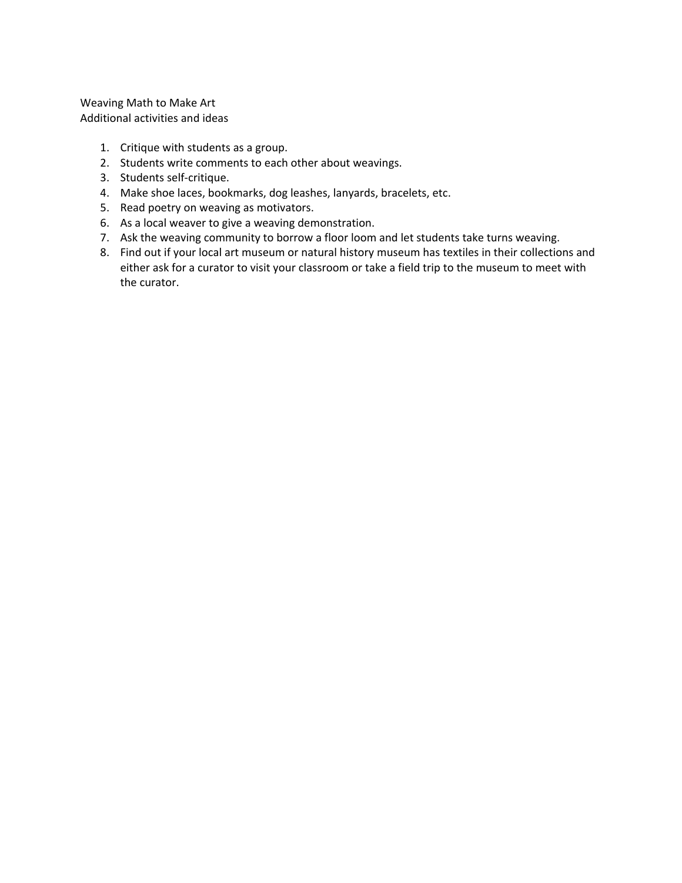Weaving Math to Make Art
Additional activities and ideas

1. Critique with students as a group.
2. Students write comments to each other about weavings.
3. Students self-critique.
4. Make shoe laces, bookmarks, dog leashes, lanyards, bracelets, etc.
5. Read poetry on weaving as motivators.
6. As a local weaver to give a weaving demonstration.
7. Ask the weaving community to borrow a floor loom and let students take turns weaving.
8. Find out if your local art museum or natural history museum has textiles in their collections and either ask for a curator to visit your classroom or take a field trip to the museum to meet with the curator.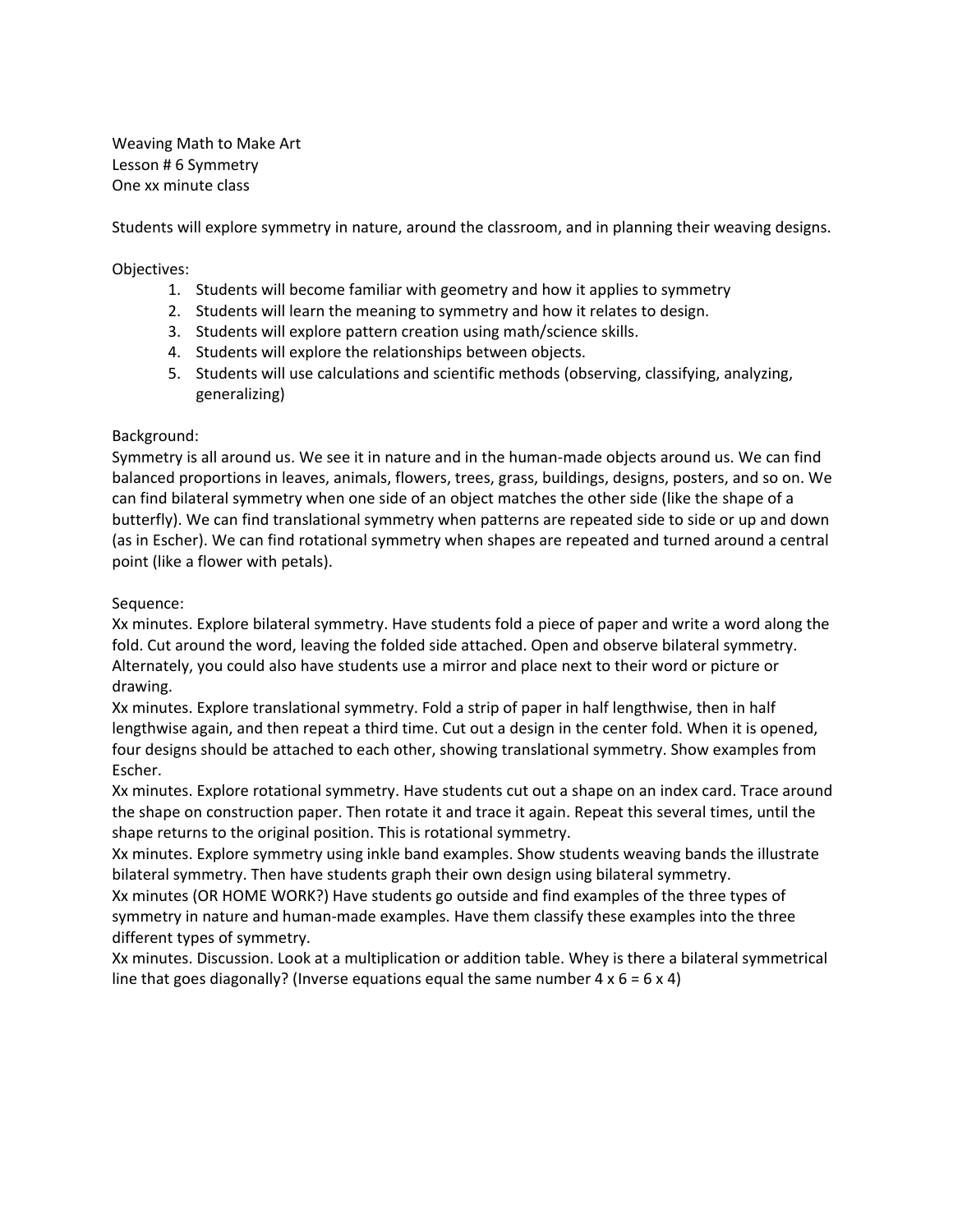Weaving Math to Make Art
Lesson # 6 Symmetry
One xx minute class

Students will explore symmetry in nature, around the classroom, and in planning their weaving designs.

Objectives:

1. Students will become familiar with geometry and how it applies to symmetry
2. Students will learn the meaning to symmetry and how it relates to design.
3. Students will explore pattern creation using math/science skills.
4. Students will explore the relationships between objects.
5. Students will use calculations and scientific methods (observing, classifying, analyzing, generalizing)

Background:
Symmetry is all around us. We see it in nature and in the human-made objects around us. We can find balanced proportions in leaves, animals, flowers, trees, grass, buildings, designs, posters, and so on. We can find bilateral symmetry when one side of an object matches the other side (like the shape of a butterfly). We can find translational symmetry when patterns are repeated side to side or up and down (as in Escher). We can find rotational symmetry when shapes are repeated and turned around a central point (like a flower with petals).

Sequence:
Xx minutes. Explore bilateral symmetry. Have students fold a piece of paper and write a word along the fold. Cut around the word, leaving the folded side attached. Open and observe bilateral symmetry. Alternately, you could also have students use a mirror and place next to their word or picture or drawing.
Xx minutes. Explore translational symmetry. Fold a strip of paper in half lengthwise, then in half lengthwise again, and then repeat a third time. Cut out a design in the center fold. When it is opened, four designs should be attached to each other, showing translational symmetry. Show examples from Escher.
Xx minutes. Explore rotational symmetry. Have students cut out a shape on an index card. Trace around the shape on construction paper. Then rotate it and trace it again. Repeat this several times, until the shape returns to the original position. This is rotational symmetry.
Xx minutes. Explore symmetry using inkle band examples. Show students weaving bands the illustrate bilateral symmetry. Then have students graph their own design using bilateral symmetry.
Xx minutes (OR HOME WORK?) Have students go outside and find examples of the three types of symmetry in nature and human-made examples. Have them classify these examples into the three different types of symmetry.
Xx minutes. Discussion. Look at a multiplication or addition table. Whey is there a bilateral symmetrical line that goes diagonally? (Inverse equations equal the same number $4 \times 6 = 6 \times 4$)